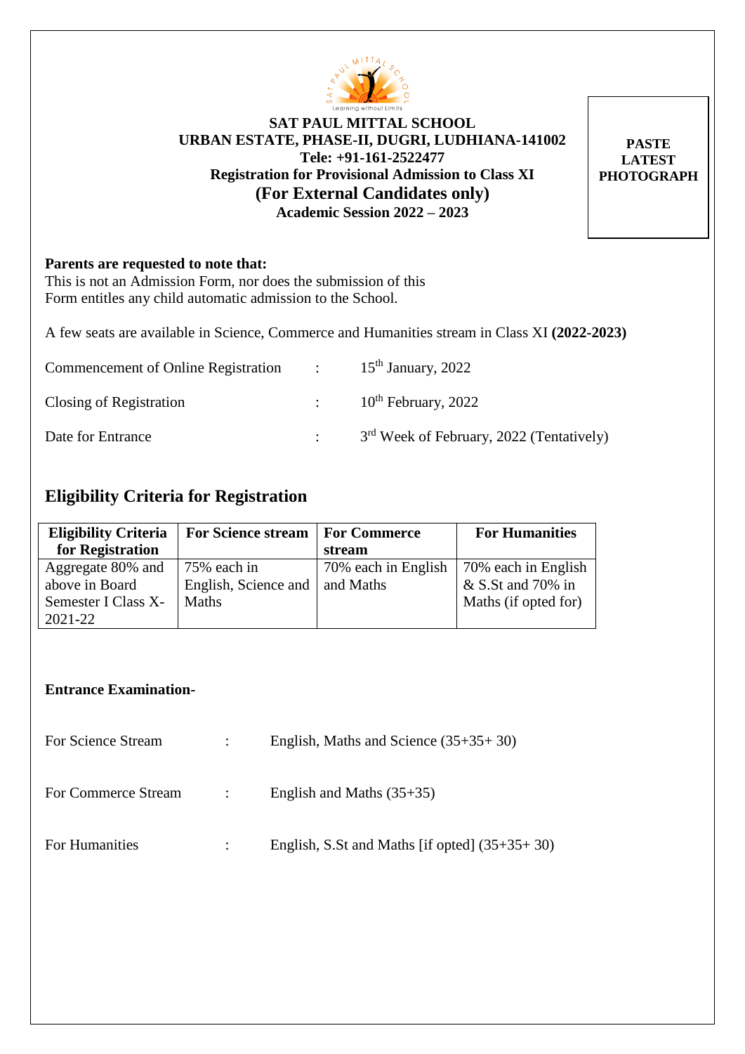**SAT PAUL MITTAL SCHOOL**
**URBAN ESTATE, PHASE-II, DUGRI, LUDHIANA-141002**
**Tele: +91-161-2522477**
**Registration for Provisional Admission to Class XI**
**(For External Candidates only)**
**Academic Session 2022 – 2023**

**PASTE LATEST PHOTOGRAPH**

**Parents are requested to note that:**
This is not an Admission Form, nor does the submission of this Form entitles any child automatic admission to the School.

A few seats are available in Science, Commerce and Humanities stream in Class XI **(2022-2023)**

| | | |
|---|---|---|
| Commencement of Online Registration | : | 15th January, 2022 |
| Closing of Registration | : | 10th February, 2022 |
| Date for Entrance | : | 3rd Week of February, 2022 (Tentatively) |

## Eligibility Criteria for Registration

| Eligibility Criteria for Registration | For Science stream | For Commerce stream | For Humanities |
|---|---|---|---|
| Aggregate 80% and above in Board Semester I Class X-2021-22 | 75% each in English, Science and Maths | 70% each in English and Maths | 70% each in English & S.St and 70% in Maths (if opted for) |

**Entrance Examination-**

| | | |
|---|---|---|
| For Science Stream | : | English, Maths and Science (35+35+ 30) |
| For Commerce Stream | : | English and Maths (35+35) |
| For Humanities | : | English, S.St and Maths [if opted] (35+35+ 30) |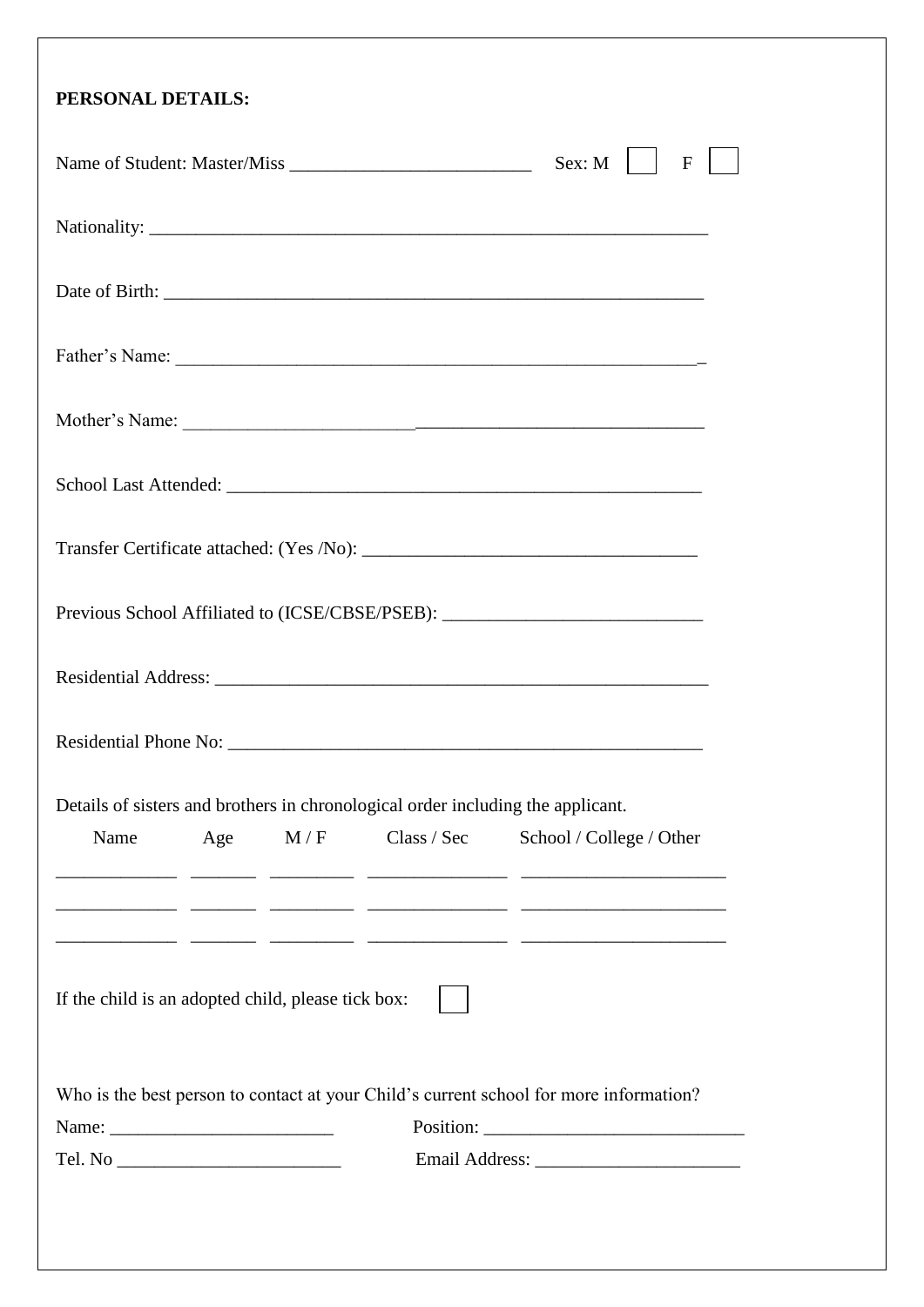**PERSONAL DETAILS:**

Name of Student: Master/Miss __________________________ Sex: M ☐ F ☐

Nationality: ____________________________________________________________

Date of Birth: __________________________________________________________

Father's Name: _________________________________________________________

Mother's Name: _________________________________________________________

School Last Attended: ____________________________________________________

Transfer Certificate attached: (Yes /No): __________________________________

Previous School Affiliated to (ICSE/CBSE/PSEB): ___________________________

Residential Address: _____________________________________________________

Residential Phone No: ____________________________________________________

Details of sisters and brothers in chronological order including the applicant.

| Name | Age | M / F | Class / Sec | School / College / Other |
|---|---|---|---|---|
| | | | | |
| | | | | |
| | | | | |

If the child is an adopted child, please tick box: ☐

Who is the best person to contact at your Child's current school for more information?

Name: ________________________ Position: ____________________________

Tel. No ________________________ Email Address: ______________________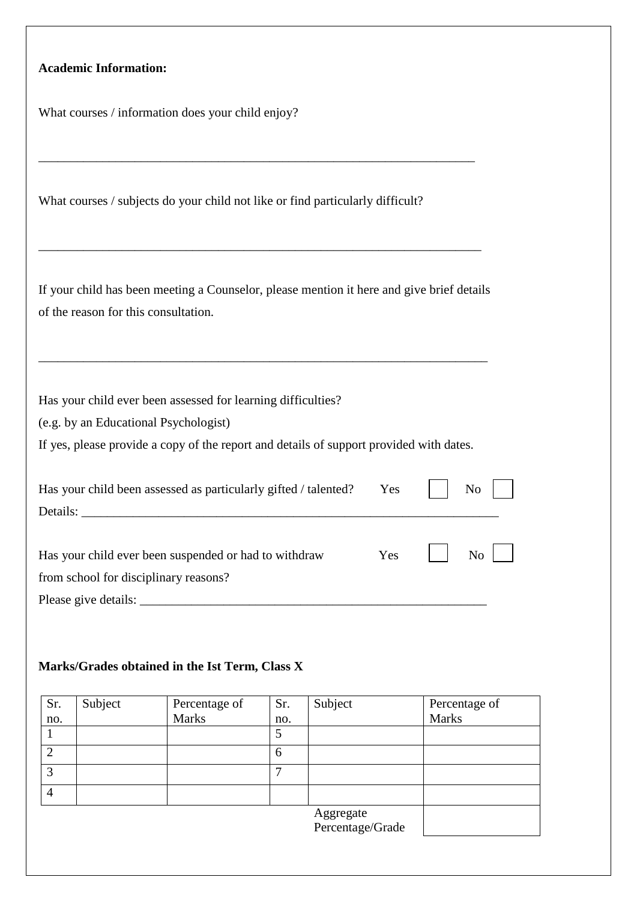**Academic Information:**

What courses / information does your child enjoy?

________________________________________________________________________

What courses / subjects do your child not like or find particularly difficult?

________________________________________________________________________

If your child has been meeting a Counselor, please mention it here and give brief details of the reason for this consultation.

________________________________________________________________________

Has your child ever been assessed for learning difficulties?
(e.g. by an Educational Psychologist)
If yes, please provide a copy of the report and details of support provided with dates.

Has your child been assessed as particularly gifted / talented? Yes ☐ No ☐
Details: ____________________________________________________________________

Has your child ever been suspended or had to withdraw from school for disciplinary reasons? Yes ☐ No ☐
Please give details: _________________________________________________________

**Marks/Grades obtained in the Ist Term, Class X**

| Sr. no. | Subject | Percentage of Marks | Sr. no. | Subject | Percentage of Marks |
|---|---|---|---|---|---|
| 1 | | | 5 | | |
| 2 | | | 6 | | |
| 3 | | | 7 | | |
| 4 | | | | | |
| | | | | Aggregate Percentage/Grade | |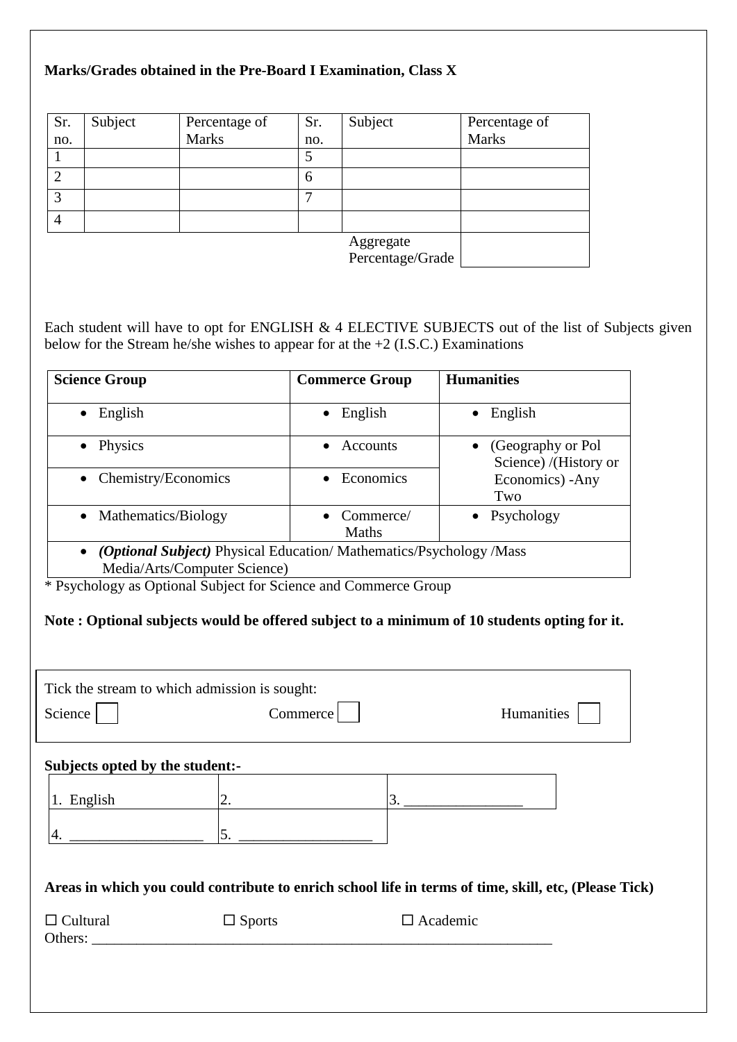**Marks/Grades obtained in the Pre-Board I Examination, Class X**

| Sr. no. | Subject | Percentage of Marks | Sr. no. | Subject | Percentage of Marks |
|---|---|---|---|---|---|
| 1 | | | 5 | | |
| 2 | | | 6 | | |
| 3 | | | 7 | | |
| 4 | | | | | |
| | | | | Aggregate Percentage/Grade | |

Each student will have to opt for ENGLISH & 4 ELECTIVE SUBJECTS out of the list of Subjects given below for the Stream he/she wishes to appear for at the +2 (I.S.C.) Examinations

| Science Group | Commerce Group | Humanities |
|---|---|---|
| • English | • English | • English |
| • Physics | • Accounts | • (Geography or Pol Science) /(History or Economics) -Any Two |
| • Chemistry/Economics | • Economics | |
| • Mathematics/Biology | • Commerce/ Maths | • Psychology |
| • ***(Optional Subject)*** Physical Education/ Mathematics/Psychology /Mass Media/Arts/Computer Science) | | |

* Psychology as Optional Subject for Science and Commerce Group

**Note : Optional subjects would be offered subject to a minimum of 10 students opting for it.**

Tick the stream to which admission is sought:

Science ☐ Commerce ☐ Humanities ☐

**Subjects opted by the student:-**

| | | |
|---|---|---|
| 1. English | 2. | 3. ________________ |
| 4. __________________ | 5. __________________ | |

**Areas in which you could contribute to enrich school life in terms of time, skill, etc, (Please Tick)**

☐ Cultural ☐ Sports ☐ Academic

Others: ________________________________________________________________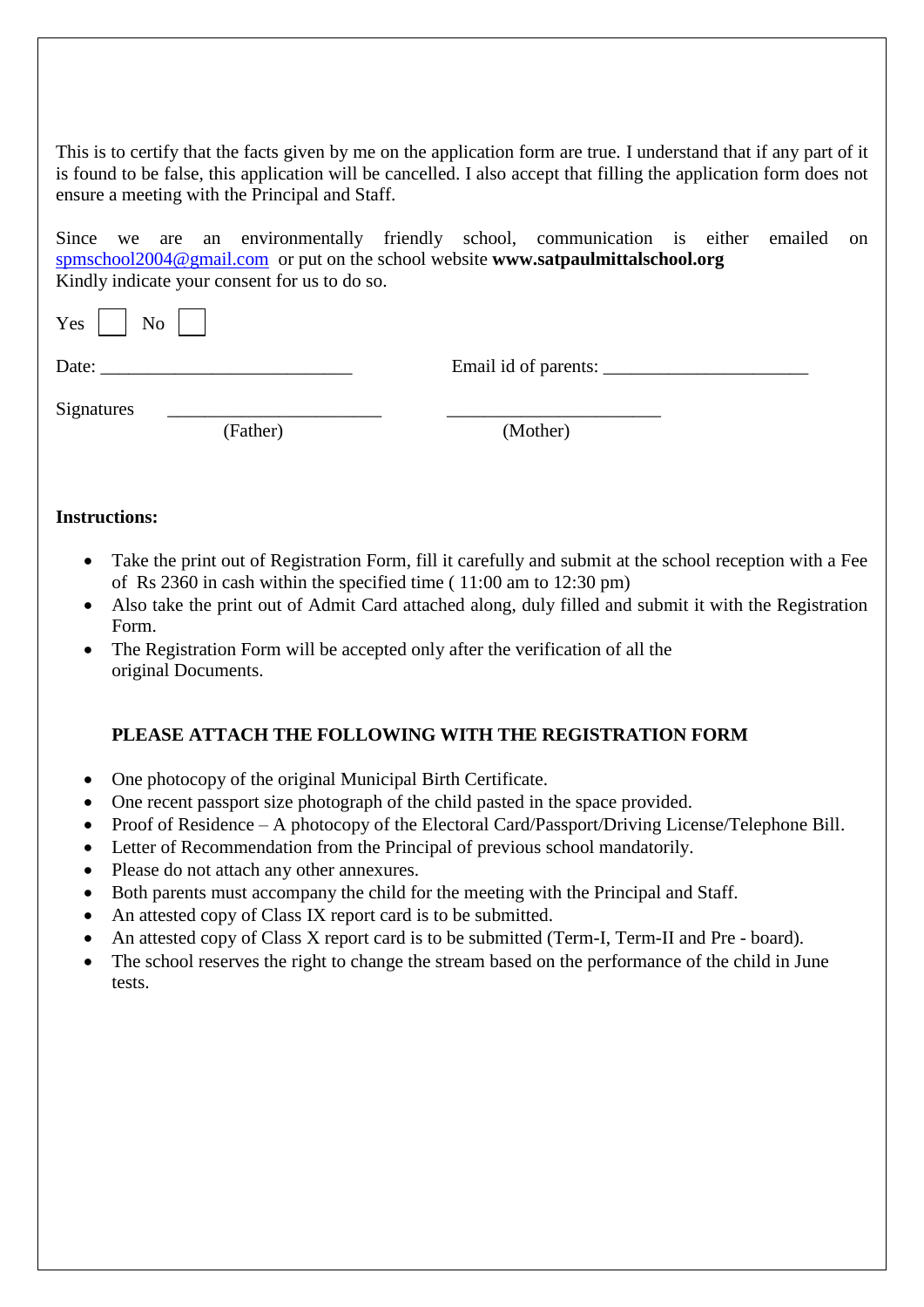This is to certify that the facts given by me on the application form are true. I understand that if any part of it is found to be false, this application will be cancelled. I also accept that filling the application form does not ensure a meeting with the Principal and Staff.

Since we are an environmentally friendly school, communication is either emailed on spmschool2004@gmail.com or put on the school website **www.satpaulmittalschool.org**
Kindly indicate your consent for us to do so.

Yes ☐ No ☐

Date: ___________________________ Email id of parents: ______________________

Signatures _______________________ _______________________
(Father) (Mother)

**Instructions:**

- Take the print out of Registration Form, fill it carefully and submit at the school reception with a Fee of Rs 2360 in cash within the specified time ( 11:00 am to 12:30 pm)
- Also take the print out of Admit Card attached along, duly filled and submit it with the Registration Form.
- The Registration Form will be accepted only after the verification of all the original Documents.

**PLEASE ATTACH THE FOLLOWING WITH THE REGISTRATION FORM**

- One photocopy of the original Municipal Birth Certificate.
- One recent passport size photograph of the child pasted in the space provided.
- Proof of Residence – A photocopy of the Electoral Card/Passport/Driving License/Telephone Bill.
- Letter of Recommendation from the Principal of previous school mandatorily.
- Please do not attach any other annexures.
- Both parents must accompany the child for the meeting with the Principal and Staff.
- An attested copy of Class IX report card is to be submitted.
- An attested copy of Class X report card is to be submitted (Term-I, Term-II and Pre - board).
- The school reserves the right to change the stream based on the performance of the child in June tests.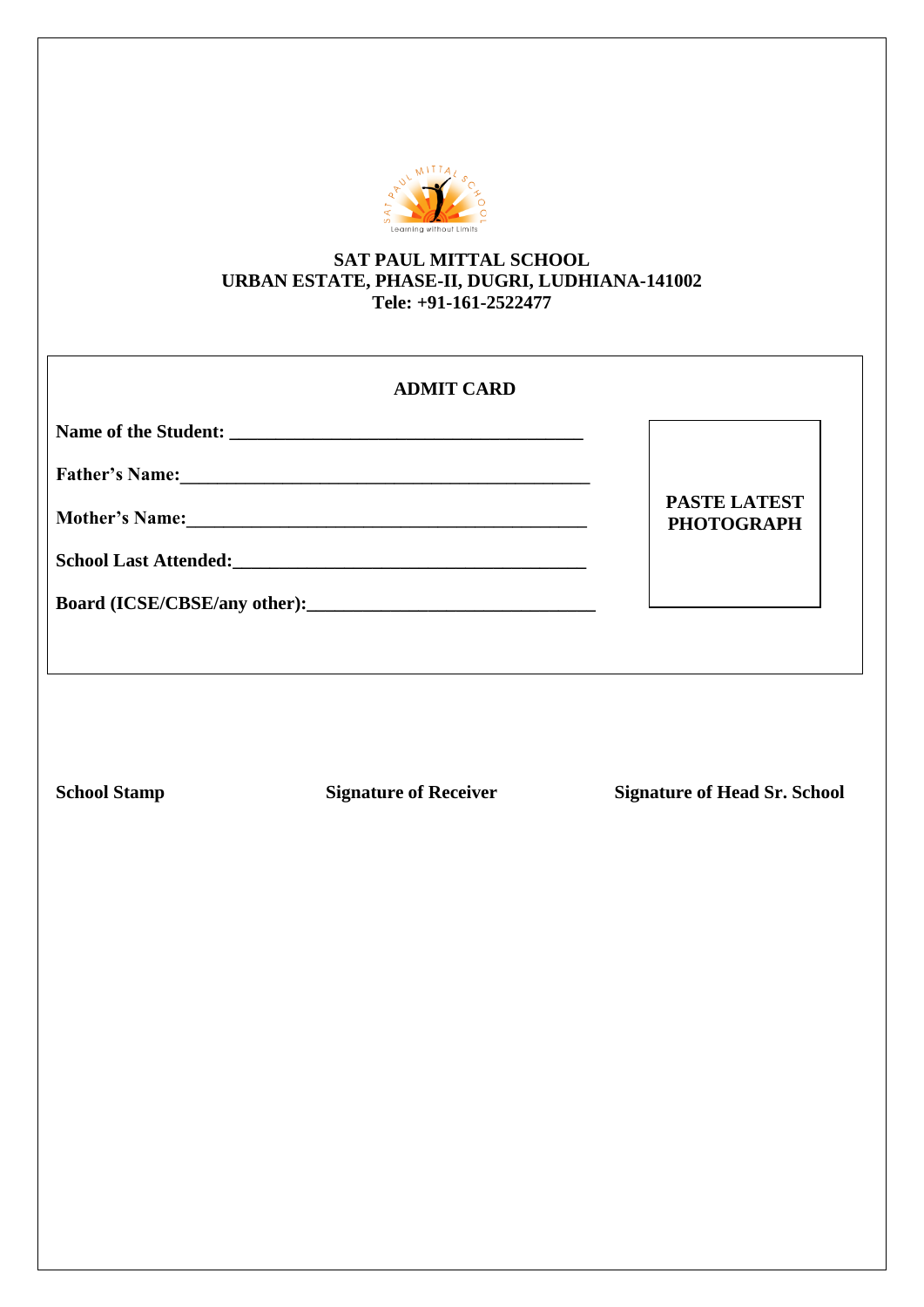**SAT PAUL MITTAL SCHOOL**
**URBAN ESTATE, PHASE-II, DUGRI, LUDHIANA-141002**
**Tele: +91-161-2522477**

## ADMIT CARD

**Name of the Student:** ______________________________________

**Father's Name:**___________________________________________

**Mother's Name:**__________________________________________

**School Last Attended:**_____________________________________

**Board (ICSE/CBSE/any other):**______________________________

**PASTE LATEST PHOTOGRAPH**

**School Stamp** **Signature of Receiver** **Signature of Head Sr. School**